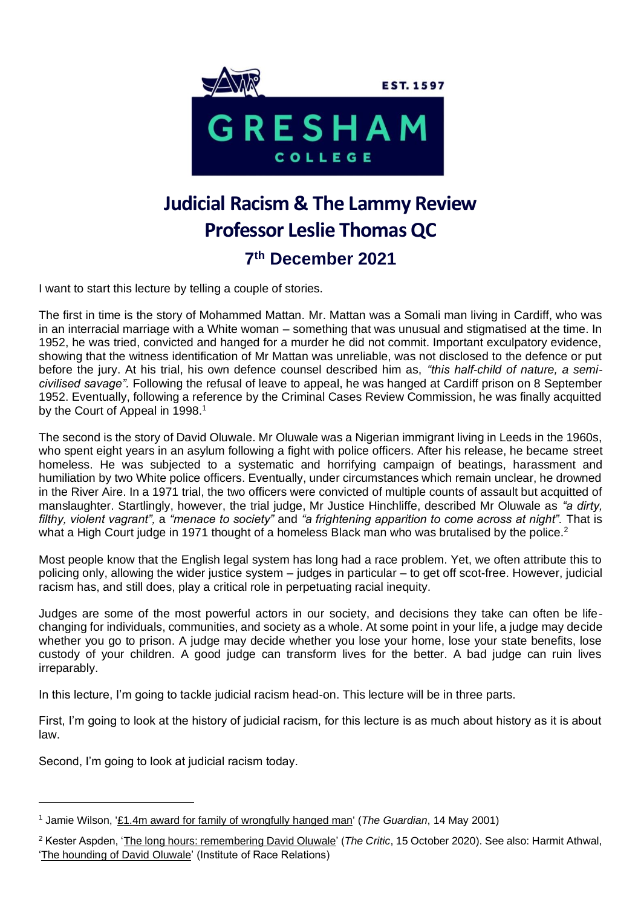# Judicial Racism & The Lammy Review

## Professor Leslie Thomas QC

### 7th December 2021

I want to start this lecture by telling a couple of stories.

The first in time is the story of Mohammed Mattan. Mr. Mattan was a Somali man living in Cardiff, who was in an interracial marriage with a White woman – something that was unusual and stigmatised at the time. In 1952, he was tried, convicted and hanged for a murder he did not commit. Important exculpatory evidence, showing that the witness identification of Mr Mattan was unreliable, was not disclosed to the defence or put before the jury. At his trial, his own defence counsel described him as, *"this half-child of nature, a semi-civilised savage".* Following the refusal of leave to appeal, he was hanged at Cardiff prison on 8 September 1952. Eventually, following a reference by the Criminal Cases Review Commission, he was finally acquitted by the Court of Appeal in 1998.[1]

The second is the story of David Oluwale. Mr Oluwale was a Nigerian immigrant living in Leeds in the 1960s, who spent eight years in an asylum following a fight with police officers. After his release, he became street homeless. He was subjected to a systematic and horrifying campaign of beatings, harassment and humiliation by two White police officers. Eventually, under circumstances which remain unclear, he drowned in the River Aire. In a 1971 trial, the two officers were convicted of multiple counts of assault but acquitted of manslaughter. Startlingly, however, the trial judge, Mr Justice Hinchliffe, described Mr Oluwale as *"a dirty, filthy, violent vagrant",* a *"menace to society"* and *"a frightening apparition to come across at night".* That is what a High Court judge in 1971 thought of a homeless Black man who was brutalised by the police.[2]

Most people know that the English legal system has long had a race problem. Yet, we often attribute this to policing only, allowing the wider justice system – judges in particular – to get off scot-free. However, judicial racism has, and still does, play a critical role in perpetuating racial inequity.

Judges are some of the most powerful actors in our society, and decisions they take can often be life-changing for individuals, communities, and society as a whole. At some point in your life, a judge may decide whether you go to prison. A judge may decide whether you lose your home, lose your state benefits, lose custody of your children. A good judge can transform lives for the better. A bad judge can ruin lives irreparably.

In this lecture, I'm going to tackle judicial racism head-on. This lecture will be in three parts.

First, I'm going to look at the history of judicial racism, for this lecture is as much about history as it is about law.

Second, I'm going to look at judicial racism today.

---

[1] Jamie Wilson, '£1.4m award for family of wrongfully hanged man' (*The Guardian*, 14 May 2001)

[2] Kester Aspden, 'The long hours: remembering David Oluwale' (*The Critic*, 15 October 2020). See also: Harmit Athwal, 'The hounding of David Oluwale' (Institute of Race Relations)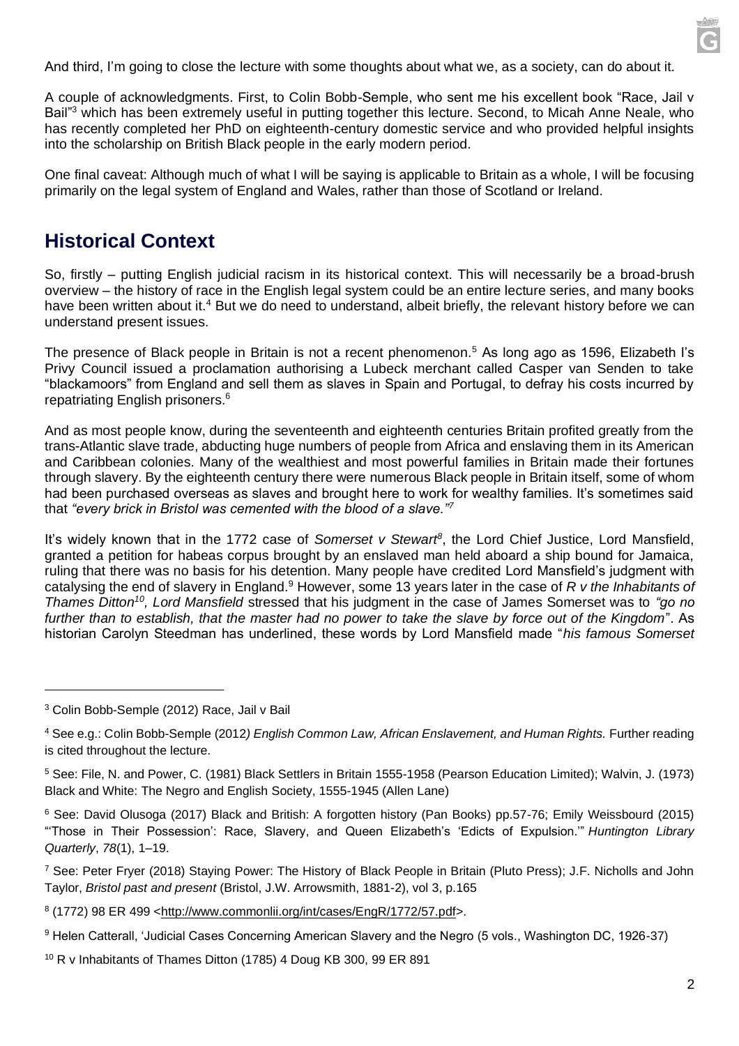And third, I'm going to close the lecture with some thoughts about what we, as a society, can do about it.

A couple of acknowledgments. First, to Colin Bobb-Semple, who sent me his excellent book "Race, Jail v Bail"[3] which has been extremely useful in putting together this lecture. Second, to Micah Anne Neale, who has recently completed her PhD on eighteenth-century domestic service and who provided helpful insights into the scholarship on British Black people in the early modern period.

One final caveat: Although much of what I will be saying is applicable to Britain as a whole, I will be focusing primarily on the legal system of England and Wales, rather than those of Scotland or Ireland.

## Historical Context

So, firstly – putting English judicial racism in its historical context. This will necessarily be a broad-brush overview – the history of race in the English legal system could be an entire lecture series, and many books have been written about it.[4] But we do need to understand, albeit briefly, the relevant history before we can understand present issues.

The presence of Black people in Britain is not a recent phenomenon.[5] As long ago as 1596, Elizabeth I's Privy Council issued a proclamation authorising a Lubeck merchant called Casper van Senden to take "blackamoors" from England and sell them as slaves in Spain and Portugal, to defray his costs incurred by repatriating English prisoners.[6]

And as most people know, during the seventeenth and eighteenth centuries Britain profited greatly from the trans-Atlantic slave trade, abducting huge numbers of people from Africa and enslaving them in its American and Caribbean colonies. Many of the wealthiest and most powerful families in Britain made their fortunes through slavery. By the eighteenth century there were numerous Black people in Britain itself, some of whom had been purchased overseas as slaves and brought here to work for wealthy families. It's sometimes said that *"every brick in Bristol was cemented with the blood of a slave."*[7]

It's widely known that in the 1772 case of *Somerset v Stewart*[8], the Lord Chief Justice, Lord Mansfield, granted a petition for habeas corpus brought by an enslaved man held aboard a ship bound for Jamaica, ruling that there was no basis for his detention. Many people have credited Lord Mansfield's judgment with catalysing the end of slavery in England.[9] However, some 13 years later in the case of *R v the Inhabitants of Thames Ditton*[10], *Lord Mansfield* stressed that his judgment in the case of James Somerset was to *"go no further than to establish, that the master had no power to take the slave by force out of the Kingdom*". As historian Carolyn Steedman has underlined, these words by Lord Mansfield made "*his famous Somerset*

---

[3] Colin Bobb-Semple (2012) Race, Jail v Bail

[4] See e.g.: Colin Bobb-Semple (2012*) English Common Law, African Enslavement, and Human Rights.* Further reading is cited throughout the lecture.

[5] See: File, N. and Power, C. (1981) Black Settlers in Britain 1555-1958 (Pearson Education Limited); Walvin, J. (1973) Black and White: The Negro and English Society, 1555-1945 (Allen Lane)

[6] See: David Olusoga (2017) Black and British: A forgotten history (Pan Books) pp.57-76; Emily Weissbourd (2015) "'Those in Their Possession': Race, Slavery, and Queen Elizabeth's 'Edicts of Expulsion.'" *Huntington Library Quarterly*, *78*(1), 1–19.

[7] See: Peter Fryer (2018) Staying Power: The History of Black People in Britain (Pluto Press); J.F. Nicholls and John Taylor, *Bristol past and present* (Bristol, J.W. Arrowsmith, 1881-2), vol 3, p.165

[8] (1772) 98 ER 499 <http://www.commonlii.org/int/cases/EngR/1772/57.pdf>.

[9] Helen Catterall, 'Judicial Cases Concerning American Slavery and the Negro (5 vols., Washington DC, 1926-37)

[10] R v Inhabitants of Thames Ditton (1785) 4 Doug KB 300, 99 ER 891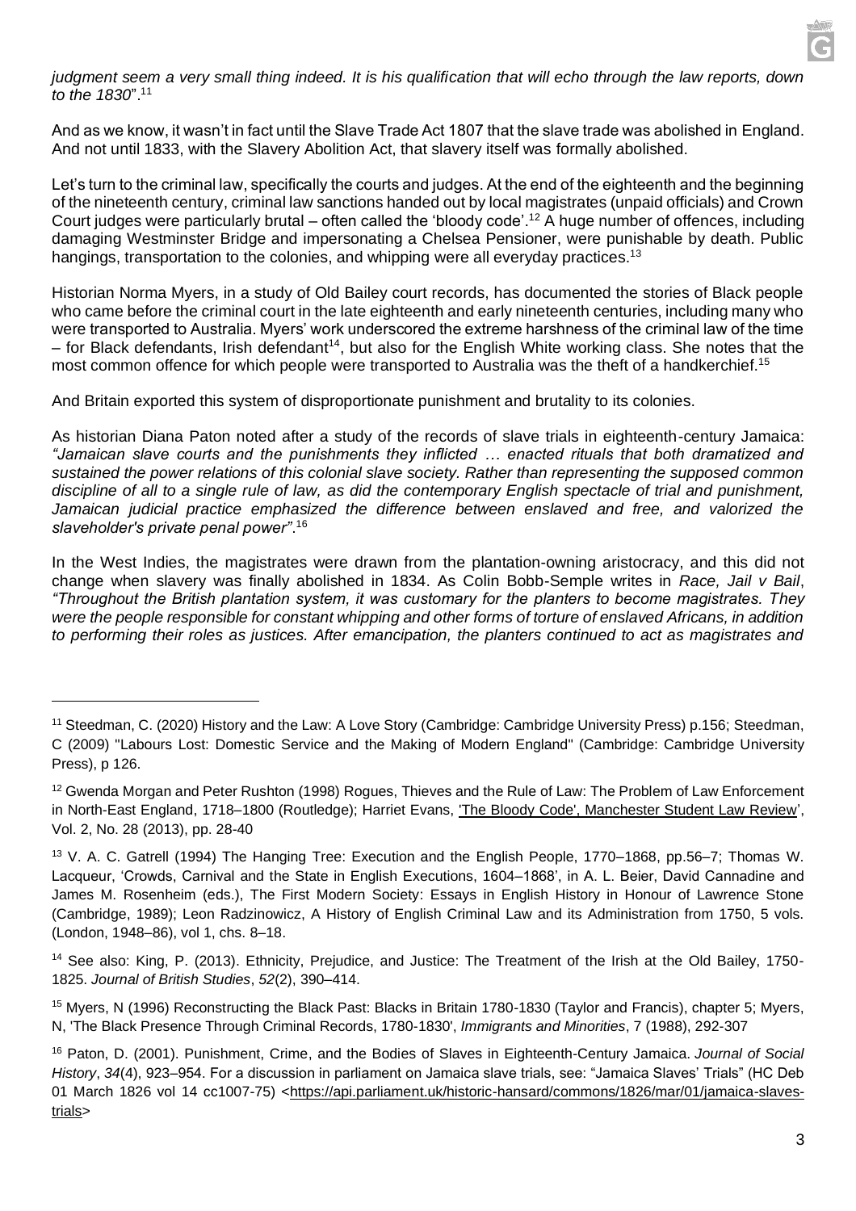*judgment seem a very small thing indeed. It is his qualification that will echo through the law reports, down to the 1830*".[11]

And as we know, it wasn't in fact until the Slave Trade Act 1807 that the slave trade was abolished in England. And not until 1833, with the Slavery Abolition Act, that slavery itself was formally abolished.

Let's turn to the criminal law, specifically the courts and judges. At the end of the eighteenth and the beginning of the nineteenth century, criminal law sanctions handed out by local magistrates (unpaid officials) and Crown Court judges were particularly brutal – often called the 'bloody code'.[12] A huge number of offences, including damaging Westminster Bridge and impersonating a Chelsea Pensioner, were punishable by death. Public hangings, transportation to the colonies, and whipping were all everyday practices.[13]

Historian Norma Myers, in a study of Old Bailey court records, has documented the stories of Black people who came before the criminal court in the late eighteenth and early nineteenth centuries, including many who were transported to Australia. Myers' work underscored the extreme harshness of the criminal law of the time – for Black defendants, Irish defendant[14], but also for the English White working class. She notes that the most common offence for which people were transported to Australia was the theft of a handkerchief.[15]

And Britain exported this system of disproportionate punishment and brutality to its colonies.

As historian Diana Paton noted after a study of the records of slave trials in eighteenth-century Jamaica: *"Jamaican slave courts and the punishments they inflicted … enacted rituals that both dramatized and sustained the power relations of this colonial slave society. Rather than representing the supposed common discipline of all to a single rule of law, as did the contemporary English spectacle of trial and punishment, Jamaican judicial practice emphasized the difference between enslaved and free, and valorized the slaveholder's private penal power"*.[16]

In the West Indies, the magistrates were drawn from the plantation-owning aristocracy, and this did not change when slavery was finally abolished in 1834. As Colin Bobb-Semple writes in *Race, Jail v Bail*, *"Throughout the British plantation system, it was customary for the planters to become magistrates. They were the people responsible for constant whipping and other forms of torture of enslaved Africans, in addition to performing their roles as justices. After emancipation, the planters continued to act as magistrates and*

---

[11] Steedman, C. (2020) History and the Law: A Love Story (Cambridge: Cambridge University Press) p.156; Steedman, C (2009) "Labours Lost: Domestic Service and the Making of Modern England" (Cambridge: Cambridge University Press), p 126.

[12] Gwenda Morgan and Peter Rushton (1998) Rogues, Thieves and the Rule of Law: The Problem of Law Enforcement in North-East England, 1718–1800 (Routledge); Harriet Evans, 'The Bloody Code', Manchester Student Law Review', Vol. 2, No. 28 (2013), pp. 28-40

[13] V. A. C. Gatrell (1994) The Hanging Tree: Execution and the English People, 1770–1868, pp.56–7; Thomas W. Lacqueur, 'Crowds, Carnival and the State in English Executions, 1604–1868', in A. L. Beier, David Cannadine and James M. Rosenheim (eds.), The First Modern Society: Essays in English History in Honour of Lawrence Stone (Cambridge, 1989); Leon Radzinowicz, A History of English Criminal Law and its Administration from 1750, 5 vols. (London, 1948–86), vol 1, chs. 8–18.

[14] See also: King, P. (2013). Ethnicity, Prejudice, and Justice: The Treatment of the Irish at the Old Bailey, 1750-1825. *Journal of British Studies*, *52*(2), 390–414.

[15] Myers, N (1996) Reconstructing the Black Past: Blacks in Britain 1780-1830 (Taylor and Francis), chapter 5; Myers, N, 'The Black Presence Through Criminal Records, 1780-1830', *Immigrants and Minorities*, 7 (1988), 292-307

[16] Paton, D. (2001). Punishment, Crime, and the Bodies of Slaves in Eighteenth-Century Jamaica. *Journal of Social History*, *34*(4), 923–954. For a discussion in parliament on Jamaica slave trials, see: "Jamaica Slaves' Trials" (HC Deb 01 March 1826 vol 14 cc1007-75) <https://api.parliament.uk/historic-hansard/commons/1826/mar/01/jamaica-slaves-trials>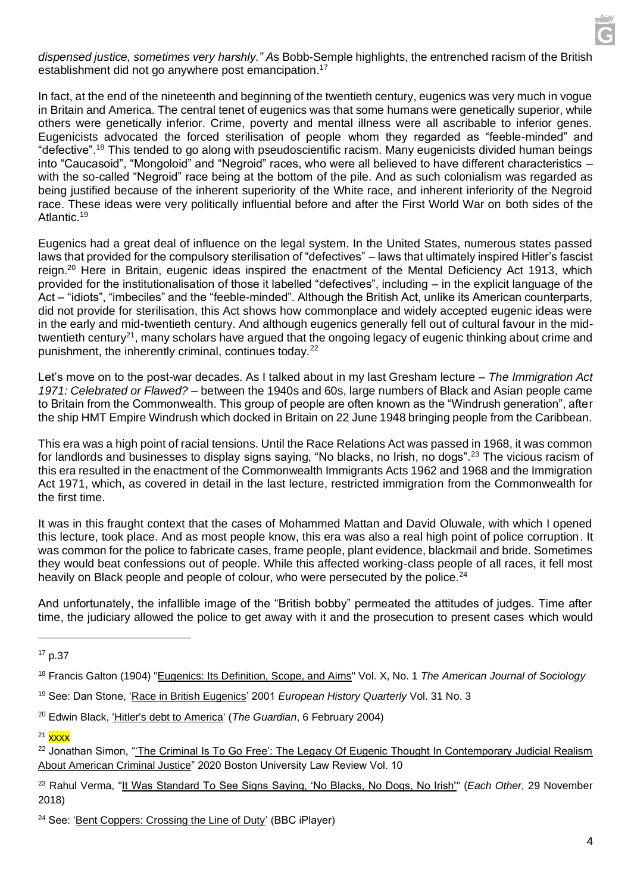*dispensed justice, sometimes very harshly." A*s Bobb-Semple highlights, the entrenched racism of the British establishment did not go anywhere post emancipation.[17]

In fact, at the end of the nineteenth and beginning of the twentieth century, eugenics was very much in vogue in Britain and America. The central tenet of eugenics was that some humans were genetically superior, while others were genetically inferior. Crime, poverty and mental illness were all ascribable to inferior genes. Eugenicists advocated the forced sterilisation of people whom they regarded as "feeble-minded" and "defective".[18] This tended to go along with pseudoscientific racism. Many eugenicists divided human beings into "Caucasoid", "Mongoloid" and "Negroid" races, who were all believed to have different characteristics – with the so-called "Negroid" race being at the bottom of the pile. And as such colonialism was regarded as being justified because of the inherent superiority of the White race, and inherent inferiority of the Negroid race. These ideas were very politically influential before and after the First World War on both sides of the Atlantic.[19]

Eugenics had a great deal of influence on the legal system. In the United States, numerous states passed laws that provided for the compulsory sterilisation of "defectives" – laws that ultimately inspired Hitler's fascist reign.[20] Here in Britain, eugenic ideas inspired the enactment of the Mental Deficiency Act 1913, which provided for the institutionalisation of those labelled "defectives", including – in the explicit language of the Act – "idiots", "imbeciles" and the "feeble-minded". Although the British Act, unlike its American counterparts, did not provide for sterilisation, this Act shows how commonplace and widely accepted eugenic ideas were in the early and mid-twentieth century. And although eugenics generally fell out of cultural favour in the mid-twentieth century[21], many scholars have argued that the ongoing legacy of eugenic thinking about crime and punishment, the inherently criminal, continues today.[22]

Let's move on to the post-war decades. As I talked about in my last Gresham lecture – *The Immigration Act 1971: Celebrated or Flawed?* – between the 1940s and 60s, large numbers of Black and Asian people came to Britain from the Commonwealth. This group of people are often known as the "Windrush generation", after the ship HMT Empire Windrush which docked in Britain on 22 June 1948 bringing people from the Caribbean.

This era was a high point of racial tensions. Until the Race Relations Act was passed in 1968, it was common for landlords and businesses to display signs saying, "No blacks, no Irish, no dogs".[23] The vicious racism of this era resulted in the enactment of the Commonwealth Immigrants Acts 1962 and 1968 and the Immigration Act 1971, which, as covered in detail in the last lecture, restricted immigration from the Commonwealth for the first time.

It was in this fraught context that the cases of Mohammed Mattan and David Oluwale, with which I opened this lecture, took place. And as most people know, this era was also a real high point of police corruption. It was common for the police to fabricate cases, frame people, plant evidence, blackmail and bride. Sometimes they would beat confessions out of people. While this affected working-class people of all races, it fell most heavily on Black people and people of colour, who were persecuted by the police.[24]

And unfortunately, the infallible image of the "British bobby" permeated the attitudes of judges. Time after time, the judiciary allowed the police to get away with it and the prosecution to present cases which would

---

[17] p.37

[18] Francis Galton (1904) "Eugenics: Its Definition, Scope, and Aims" Vol. X, No. 1 *The American Journal of Sociology*

[19] See: Dan Stone, 'Race in British Eugenics' 2001 *European History Quarterly* Vol. 31 No. 3

[20] Edwin Black, 'Hitler's debt to America' (*The Guardian*, 6 February 2004)

[21] xxxx

[22] Jonathan Simon, "'The Criminal Is To Go Free': The Legacy Of Eugenic Thought In Contemporary Judicial Realism About American Criminal Justice" 2020 Boston University Law Review Vol. 10

[23] Rahul Verma, "It Was Standard To See Signs Saying, 'No Blacks, No Dogs, No Irish'" (*Each Other*, 29 November 2018)

[24] See: 'Bent Coppers: Crossing the Line of Duty' (BBC iPlayer)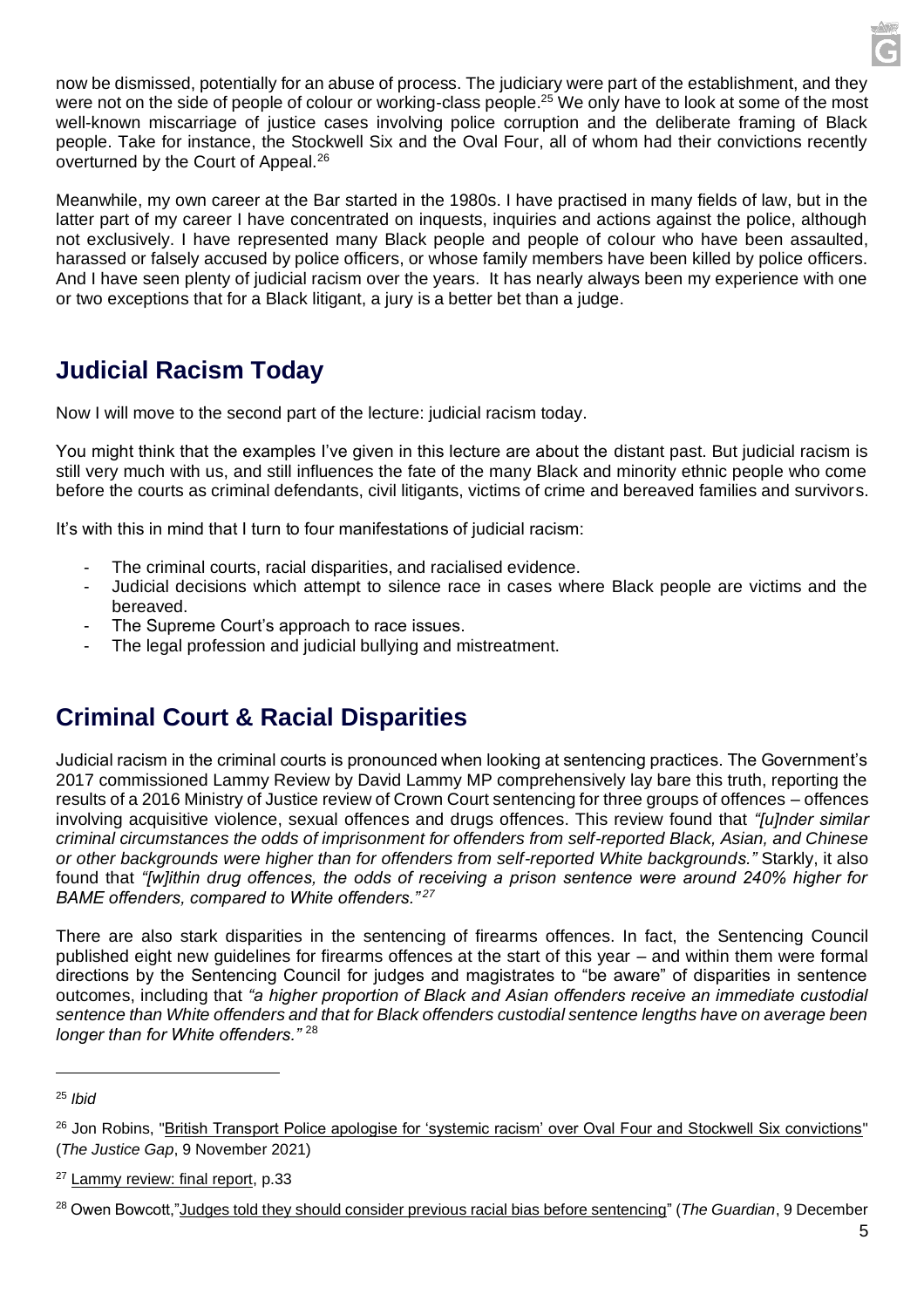now be dismissed, potentially for an abuse of process. The judiciary were part of the establishment, and they were not on the side of people of colour or working-class people.[25] We only have to look at some of the most well-known miscarriage of justice cases involving police corruption and the deliberate framing of Black people. Take for instance, the Stockwell Six and the Oval Four, all of whom had their convictions recently overturned by the Court of Appeal.[26]

Meanwhile, my own career at the Bar started in the 1980s. I have practised in many fields of law, but in the latter part of my career I have concentrated on inquests, inquiries and actions against the police, although not exclusively. I have represented many Black people and people of colour who have been assaulted, harassed or falsely accused by police officers, or whose family members have been killed by police officers. And I have seen plenty of judicial racism over the years. It has nearly always been my experience with one or two exceptions that for a Black litigant, a jury is a better bet than a judge.

## Judicial Racism Today

Now I will move to the second part of the lecture: judicial racism today.

You might think that the examples I've given in this lecture are about the distant past. But judicial racism is still very much with us, and still influences the fate of the many Black and minority ethnic people who come before the courts as criminal defendants, civil litigants, victims of crime and bereaved families and survivors.

It's with this in mind that I turn to four manifestations of judicial racism:

- The criminal courts, racial disparities, and racialised evidence.
- Judicial decisions which attempt to silence race in cases where Black people are victims and the bereaved.
- The Supreme Court's approach to race issues.
- The legal profession and judicial bullying and mistreatment.

## Criminal Court & Racial Disparities

Judicial racism in the criminal courts is pronounced when looking at sentencing practices. The Government's 2017 commissioned Lammy Review by David Lammy MP comprehensively lay bare this truth, reporting the results of a 2016 Ministry of Justice review of Crown Court sentencing for three groups of offences – offences involving acquisitive violence, sexual offences and drugs offences. This review found that *"[u]nder similar criminal circumstances the odds of imprisonment for offenders from self-reported Black, Asian, and Chinese or other backgrounds were higher than for offenders from self-reported White backgrounds."* Starkly, it also found that *"[w]ithin drug offences, the odds of receiving a prison sentence were around 240% higher for BAME offenders, compared to White offenders."*[27]

There are also stark disparities in the sentencing of firearms offences. In fact, the Sentencing Council published eight new guidelines for firearms offences at the start of this year – and within them were formal directions by the Sentencing Council for judges and magistrates to "be aware" of disparities in sentence outcomes, including that *"a higher proportion of Black and Asian offenders receive an immediate custodial sentence than White offenders and that for Black offenders custodial sentence lengths have on average been longer than for White offenders."* [28]

---

[25] *Ibid*

[26] Jon Robins, "British Transport Police apologise for 'systemic racism' over Oval Four and Stockwell Six convictions" (*The Justice Gap*, 9 November 2021)

[27] Lammy review: final report, p.33

[28] Owen Bowcott,"Judges told they should consider previous racial bias before sentencing" (*The Guardian*, 9 December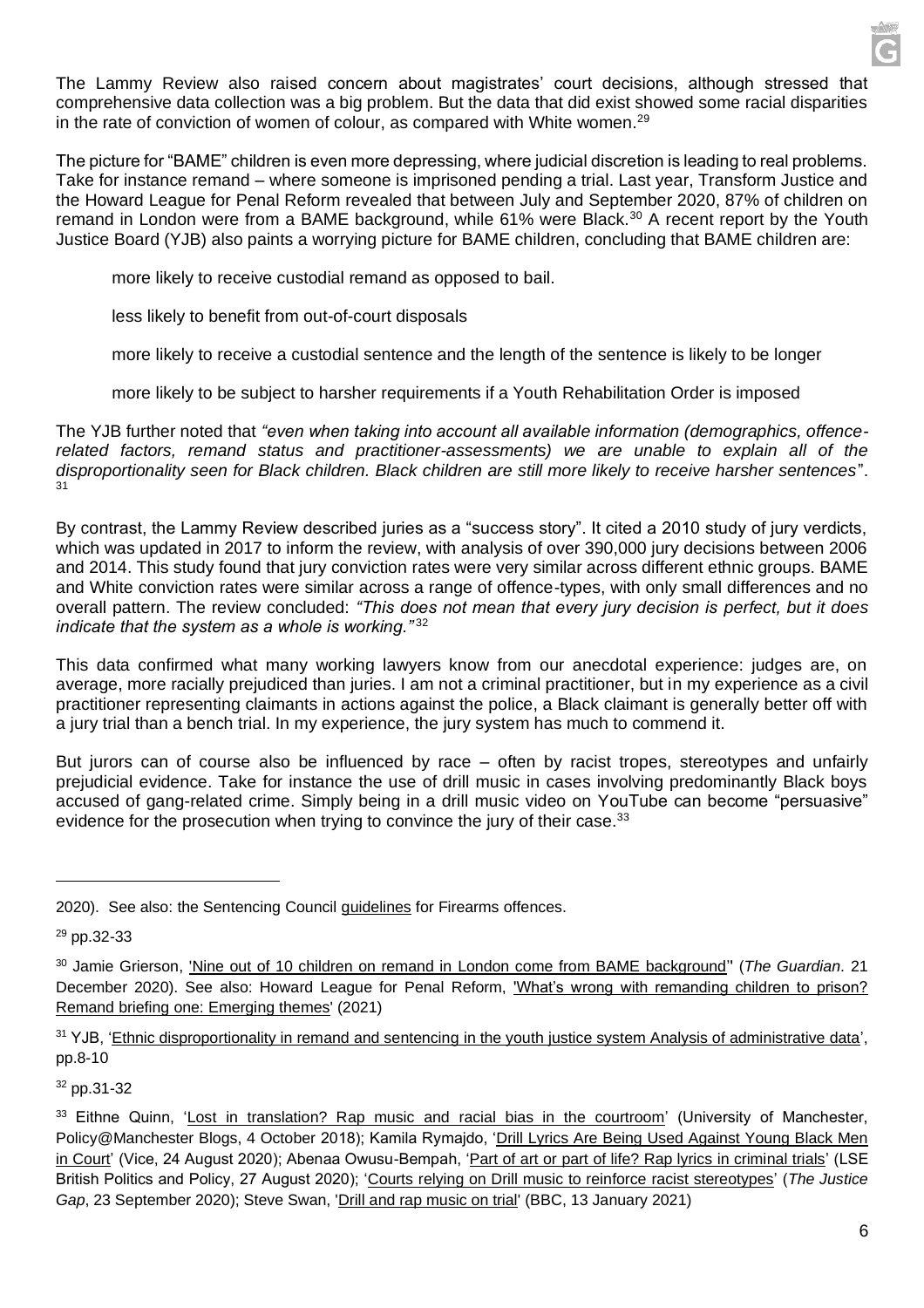The Lammy Review also raised concern about magistrates' court decisions, although stressed that comprehensive data collection was a big problem. But the data that did exist showed some racial disparities in the rate of conviction of women of colour, as compared with White women.[29]

The picture for "BAME" children is even more depressing, where judicial discretion is leading to real problems. Take for instance remand – where someone is imprisoned pending a trial. Last year, Transform Justice and the Howard League for Penal Reform revealed that between July and September 2020, 87% of children on remand in London were from a BAME background, while 61% were Black.[30] A recent report by the Youth Justice Board (YJB) also paints a worrying picture for BAME children, concluding that BAME children are:

- more likely to receive custodial remand as opposed to bail.
- less likely to benefit from out-of-court disposals
- more likely to receive a custodial sentence and the length of the sentence is likely to be longer
- more likely to be subject to harsher requirements if a Youth Rehabilitation Order is imposed

The YJB further noted that *"even when taking into account all available information (demographics, offence-related factors, remand status and practitioner-assessments) we are unable to explain all of the disproportionality seen for Black children. Black children are still more likely to receive harsher sentences"*.[31]

By contrast, the Lammy Review described juries as a "success story". It cited a 2010 study of jury verdicts, which was updated in 2017 to inform the review, with analysis of over 390,000 jury decisions between 2006 and 2014. This study found that jury conviction rates were very similar across different ethnic groups. BAME and White conviction rates were similar across a range of offence-types, with only small differences and no overall pattern. The review concluded: *"This does not mean that every jury decision is perfect, but it does indicate that the system as a whole is working."*[32]

This data confirmed what many working lawyers know from our anecdotal experience: judges are, on average, more racially prejudiced than juries. I am not a criminal practitioner, but in my experience as a civil practitioner representing claimants in actions against the police, a Black claimant is generally better off with a jury trial than a bench trial. In my experience, the jury system has much to commend it.

But jurors can of course also be influenced by race – often by racist tropes, stereotypes and unfairly prejudicial evidence. Take for instance the use of drill music in cases involving predominantly Black boys accused of gang-related crime. Simply being in a drill music video on YouTube can become "persuasive" evidence for the prosecution when trying to convince the jury of their case.[33]

---

2020). See also: the Sentencing Council guidelines for Firearms offences.

[29] pp.32-33

[30] Jamie Grierson, 'Nine out of 10 children on remand in London come from BAME background'' (*The Guardian*. 21 December 2020). See also: Howard League for Penal Reform, 'What's wrong with remanding children to prison? Remand briefing one: Emerging themes' (2021)

[31] YJB, 'Ethnic disproportionality in remand and sentencing in the youth justice system Analysis of administrative data', pp.8-10

[32] pp.31-32

[33] Eithne Quinn, 'Lost in translation? Rap music and racial bias in the courtroom' (University of Manchester, Policy@Manchester Blogs, 4 October 2018); Kamila Rymajdo, 'Drill Lyrics Are Being Used Against Young Black Men in Court' (Vice, 24 August 2020); Abenaa Owusu-Bempah, 'Part of art or part of life? Rap lyrics in criminal trials' (LSE British Politics and Policy, 27 August 2020); 'Courts relying on Drill music to reinforce racist stereotypes' (*The Justice Gap*, 23 September 2020); Steve Swan, 'Drill and rap music on trial' (BBC, 13 January 2021)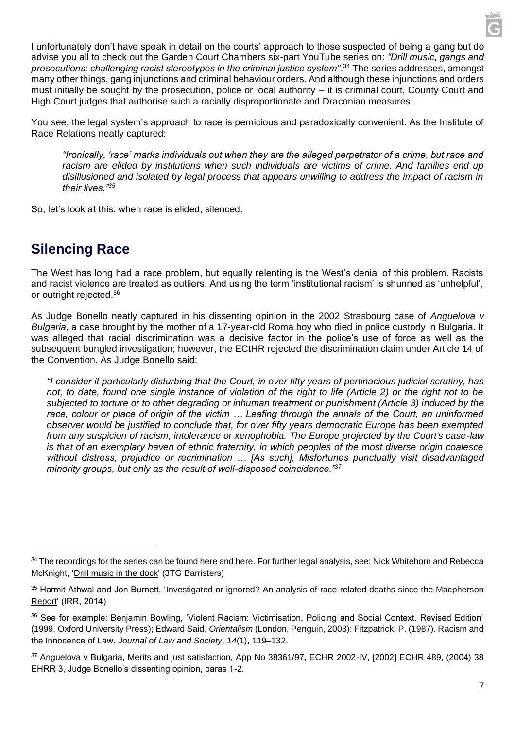I unfortunately don't have speak in detail on the courts' approach to those suspected of being a gang but do advise you all to check out the Garden Court Chambers six-part YouTube series on: *"Drill music, gangs and prosecutions: challenging racist stereotypes in the criminal justice system"*.[34] The series addresses, amongst many other things, gang injunctions and criminal behaviour orders. And although these injunctions and orders must initially be sought by the prosecution, police or local authority – it is criminal court, County Court and High Court judges that authorise such a racially disproportionate and Draconian measures.

You see, the legal system's approach to race is pernicious and paradoxically convenient. As the Institute of Race Relations neatly captured:

> *"Ironically, 'race' marks individuals out when they are the alleged perpetrator of a crime, but race and racism are elided by institutions when such individuals are victims of crime. And families end up disillusioned and isolated by legal process that appears unwilling to address the impact of racism in their lives."*[35]

So, let's look at this: when race is elided, silenced.

## Silencing Race

The West has long had a race problem, but equally relenting is the West's denial of this problem. Racists and racist violence are treated as outliers. And using the term 'institutional racism' is shunned as 'unhelpful', or outright rejected.[36]

As Judge Bonello neatly captured in his dissenting opinion in the 2002 Strasbourg case of *Anguelova v Bulgaria*, a case brought by the mother of a 17-year-old Roma boy who died in police custody in Bulgaria. It was alleged that racial discrimination was a decisive factor in the police's use of force as well as the subsequent bungled investigation; however, the ECtHR rejected the discrimination claim under Article 14 of the Convention. As Judge Bonello said:

> *"I consider it particularly disturbing that the Court, in over fifty years of pertinacious judicial scrutiny, has not, to date, found one single instance of violation of the right to life (Article 2) or the right not to be subjected to torture or to other degrading or inhuman treatment or punishment (Article 3) induced by the race, colour or place of origin of the victim … Leafing through the annals of the Court, an uninformed observer would be justified to conclude that, for over fifty years democratic Europe has been exempted from any suspicion of racism, intolerance or xenophobia. The Europe projected by the Court's case-law is that of an exemplary haven of ethnic fraternity, in which peoples of the most diverse origin coalesce without distress, prejudice or recrimination … [As such], Misfortunes punctually visit disadvantaged minority groups, but only as the result of well-disposed coincidence."*[37]

---

[34] The recordings for the series can be found here and here. For further legal analysis, see: Nick Whitehorn and Rebecca McKnight, 'Drill music in the dock' (3TG Barristers)

[35] Harmit Athwal and Jon Burnett, 'Investigated or ignored? An analysis of race-related deaths since the Macpherson Report' (IRR, 2014)

[36] See for example: Benjamin Bowling, 'Violent Racism: Victimisation, Policing and Social Context. Revised Edition' (1999, Oxford University Press); Edward Said, *Orientalism* (London, Penguin, 2003); Fitzpatrick, P. (1987). Racism and the Innocence of Law. *Journal of Law and Society*, *14*(1), 119–132.

[37] Anguelova v Bulgaria, Merits and just satisfaction, App No 38361/97, ECHR 2002-IV, [2002] ECHR 489, (2004) 38 EHRR 3, Judge Bonello's dissenting opinion, paras 1-2.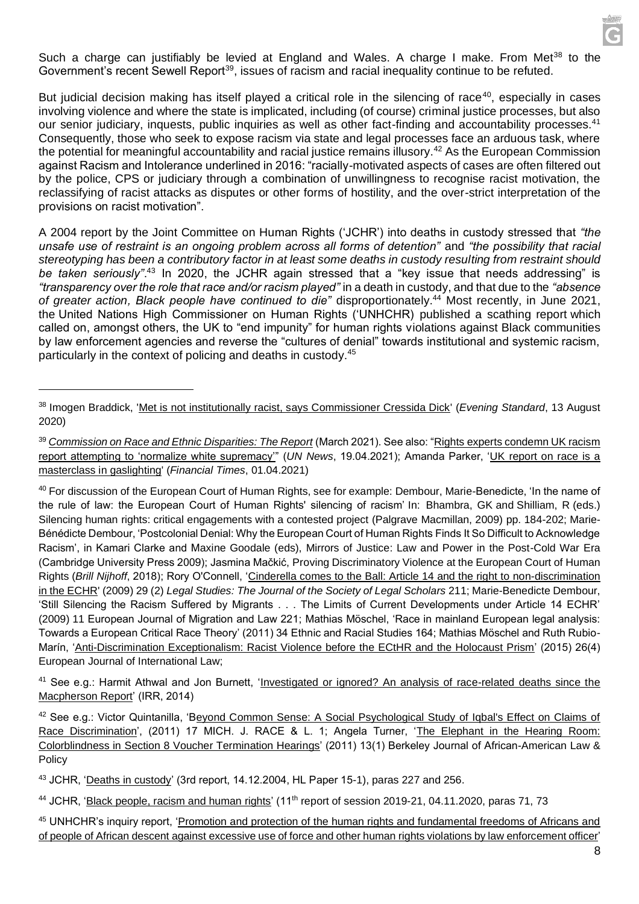Such a charge can justifiably be levied at England and Wales. A charge I make. From Met[38] to the Government's recent Sewell Report[39], issues of racism and racial inequality continue to be refuted.

But judicial decision making has itself played a critical role in the silencing of race[40], especially in cases involving violence and where the state is implicated, including (of course) criminal justice processes, but also our senior judiciary, inquests, public inquiries as well as other fact-finding and accountability processes.[41] Consequently, those who seek to expose racism via state and legal processes face an arduous task, where the potential for meaningful accountability and racial justice remains illusory.[42] As the European Commission against Racism and Intolerance underlined in 2016: "racially-motivated aspects of cases are often filtered out by the police, CPS or judiciary through a combination of unwillingness to recognise racist motivation, the reclassifying of racist attacks as disputes or other forms of hostility, and the over-strict interpretation of the provisions on racist motivation".

A 2004 report by the Joint Committee on Human Rights ('JCHR') into deaths in custody stressed that *"the unsafe use of restraint is an ongoing problem across all forms of detention"* and *"the possibility that racial stereotyping has been a contributory factor in at least some deaths in custody resulting from restraint should be taken seriously"*.[43] In 2020, the JCHR again stressed that a "key issue that needs addressing" is *"transparency over the role that race and/or racism played"* in a death in custody, and that due to the *"absence of greater action, Black people have continued to die"* disproportionately.[44] Most recently, in June 2021, the United Nations High Commissioner on Human Rights ('UNHCHR) published a scathing report which called on, amongst others, the UK to "end impunity" for human rights violations against Black communities by law enforcement agencies and reverse the "cultures of denial" towards institutional and systemic racism, particularly in the context of policing and deaths in custody.[45]

---

[38] Imogen Braddick, 'Met is not institutionally racist, says Commissioner Cressida Dick' (*Evening Standard*, 13 August 2020)

[39] *Commission on Race and Ethnic Disparities: The Report* (March 2021). See also: "Rights experts condemn UK racism report attempting to 'normalize white supremacy'" (*UN News*, 19.04.2021); Amanda Parker, 'UK report on race is a masterclass in gaslighting' (*Financial Times*, 01.04.2021)

[40] For discussion of the European Court of Human Rights, see for example: Dembour, Marie-Benedicte, 'In the name of the rule of law: the European Court of Human Rights' silencing of racism' In: Bhambra, GK and Shilliam, R (eds.) Silencing human rights: critical engagements with a contested project (Palgrave Macmillan, 2009) pp. 184-202; Marie-Bénédicte Dembour, 'Postcolonial Denial: Why the European Court of Human Rights Finds It So Difficult to Acknowledge Racism', in Kamari Clarke and Maxine Goodale (eds), Mirrors of Justice: Law and Power in the Post-Cold War Era (Cambridge University Press 2009); Jasmina Mačkić, Proving Discriminatory Violence at the European Court of Human Rights (*Brill Nijhoff*, 2018); Rory O'Connell, 'Cinderella comes to the Ball: Article 14 and the right to non-discrimination in the ECHR' (2009) 29 (2) *Legal Studies: The Journal of the Society of Legal Scholars* 211; Marie-Benedicte Dembour, 'Still Silencing the Racism Suffered by Migrants . . . The Limits of Current Developments under Article 14 ECHR' (2009) 11 European Journal of Migration and Law 221; Mathias Möschel, 'Race in mainland European legal analysis: Towards a European Critical Race Theory' (2011) 34 Ethnic and Racial Studies 164; Mathias Möschel and Ruth Rubio-Marín, 'Anti-Discrimination Exceptionalism: Racist Violence before the ECtHR and the Holocaust Prism' (2015) 26(4) European Journal of International Law;

[41] See e.g.: Harmit Athwal and Jon Burnett, 'Investigated or ignored? An analysis of race-related deaths since the Macpherson Report' (IRR, 2014)

[42] See e.g.: Victor Quintanilla, 'Beyond Common Sense: A Social Psychological Study of Iqbal's Effect on Claims of Race Discrimination', (2011) 17 MICH. J. RACE & L. 1; Angela Turner, 'The Elephant in the Hearing Room: Colorblindness in Section 8 Voucher Termination Hearings' (2011) 13(1) Berkeley Journal of African-American Law & Policy

[43] JCHR, 'Deaths in custody' (3rd report, 14.12.2004, HL Paper 15-1), paras 227 and 256.

[44] JCHR, 'Black people, racism and human rights' (11th report of session 2019-21, 04.11.2020, paras 71, 73

[45] UNHCHR's inquiry report, 'Promotion and protection of the human rights and fundamental freedoms of Africans and of people of African descent against excessive use of force and other human rights violations by law enforcement officer'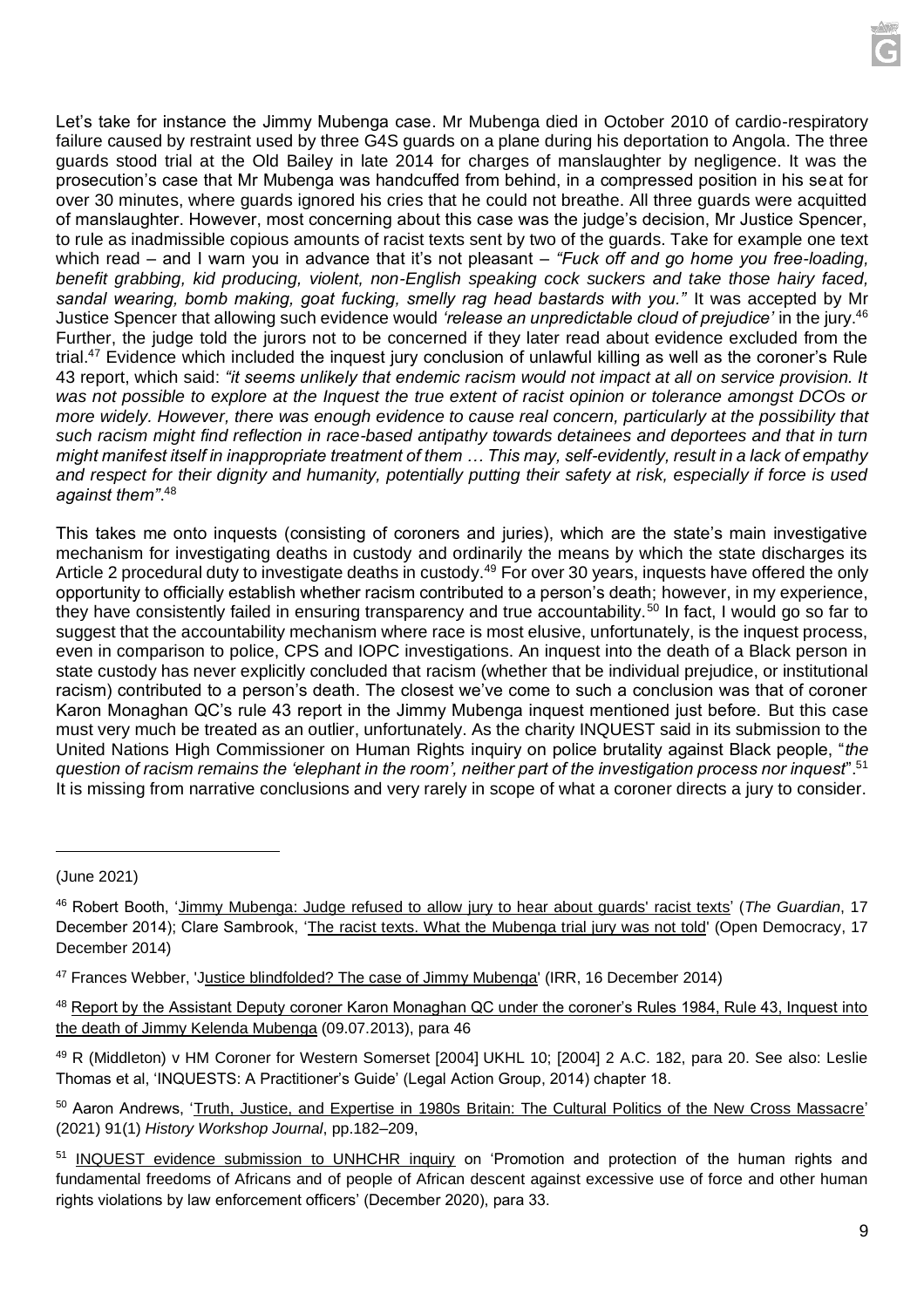Let's take for instance the Jimmy Mubenga case. Mr Mubenga died in October 2010 of cardio-respiratory failure caused by restraint used by three G4S guards on a plane during his deportation to Angola. The three guards stood trial at the Old Bailey in late 2014 for charges of manslaughter by negligence. It was the prosecution's case that Mr Mubenga was handcuffed from behind, in a compressed position in his seat for over 30 minutes, where guards ignored his cries that he could not breathe. All three guards were acquitted of manslaughter. However, most concerning about this case was the judge's decision, Mr Justice Spencer, to rule as inadmissible copious amounts of racist texts sent by two of the guards. Take for example one text which read – and I warn you in advance that it's not pleasant – *"Fuck off and go home you free-loading, benefit grabbing, kid producing, violent, non-English speaking cock suckers and take those hairy faced, sandal wearing, bomb making, goat fucking, smelly rag head bastards with you."* It was accepted by Mr Justice Spencer that allowing such evidence would *'release an unpredictable cloud of prejudice'* in the jury.[46] Further, the judge told the jurors not to be concerned if they later read about evidence excluded from the trial.[47] Evidence which included the inquest jury conclusion of unlawful killing as well as the coroner's Rule 43 report, which said: *"it seems unlikely that endemic racism would not impact at all on service provision. It was not possible to explore at the Inquest the true extent of racist opinion or tolerance amongst DCOs or more widely. However, there was enough evidence to cause real concern, particularly at the possibility that such racism might find reflection in race-based antipathy towards detainees and deportees and that in turn might manifest itself in inappropriate treatment of them … This may, self-evidently, result in a lack of empathy and respect for their dignity and humanity, potentially putting their safety at risk, especially if force is used against them"*.[48]

This takes me onto inquests (consisting of coroners and juries), which are the state's main investigative mechanism for investigating deaths in custody and ordinarily the means by which the state discharges its Article 2 procedural duty to investigate deaths in custody.[49] For over 30 years, inquests have offered the only opportunity to officially establish whether racism contributed to a person's death; however, in my experience, they have consistently failed in ensuring transparency and true accountability.[50] In fact, I would go so far to suggest that the accountability mechanism where race is most elusive, unfortunately, is the inquest process, even in comparison to police, CPS and IOPC investigations. An inquest into the death of a Black person in state custody has never explicitly concluded that racism (whether that be individual prejudice, or institutional racism) contributed to a person's death. The closest we've come to such a conclusion was that of coroner Karon Monaghan QC's rule 43 report in the Jimmy Mubenga inquest mentioned just before. But this case must very much be treated as an outlier, unfortunately. As the charity INQUEST said in its submission to the United Nations High Commissioner on Human Rights inquiry on police brutality against Black people, "*the question of racism remains the 'elephant in the room', neither part of the investigation process nor inquest*".[51] It is missing from narrative conclusions and very rarely in scope of what a coroner directs a jury to consider.

---

(June 2021)

[46] Robert Booth, 'Jimmy Mubenga: Judge refused to allow jury to hear about guards' racist texts' (*The Guardian*, 17 December 2014); Clare Sambrook, 'The racist texts. What the Mubenga trial jury was not told' (Open Democracy, 17 December 2014)

[47] Frances Webber, 'Justice blindfolded? The case of Jimmy Mubenga' (IRR, 16 December 2014)

[48] Report by the Assistant Deputy coroner Karon Monaghan QC under the coroner's Rules 1984, Rule 43, Inquest into the death of Jimmy Kelenda Mubenga (09.07.2013), para 46

[49] R (Middleton) v HM Coroner for Western Somerset [2004] UKHL 10; [2004] 2 A.C. 182, para 20. See also: Leslie Thomas et al, 'INQUESTS: A Practitioner's Guide' (Legal Action Group, 2014) chapter 18.

[50] Aaron Andrews, 'Truth, Justice, and Expertise in 1980s Britain: The Cultural Politics of the New Cross Massacre' (2021) 91(1) *History Workshop Journal*, pp.182–209,

[51] INQUEST evidence submission to UNHCHR inquiry on 'Promotion and protection of the human rights and fundamental freedoms of Africans and of people of African descent against excessive use of force and other human rights violations by law enforcement officers' (December 2020), para 33.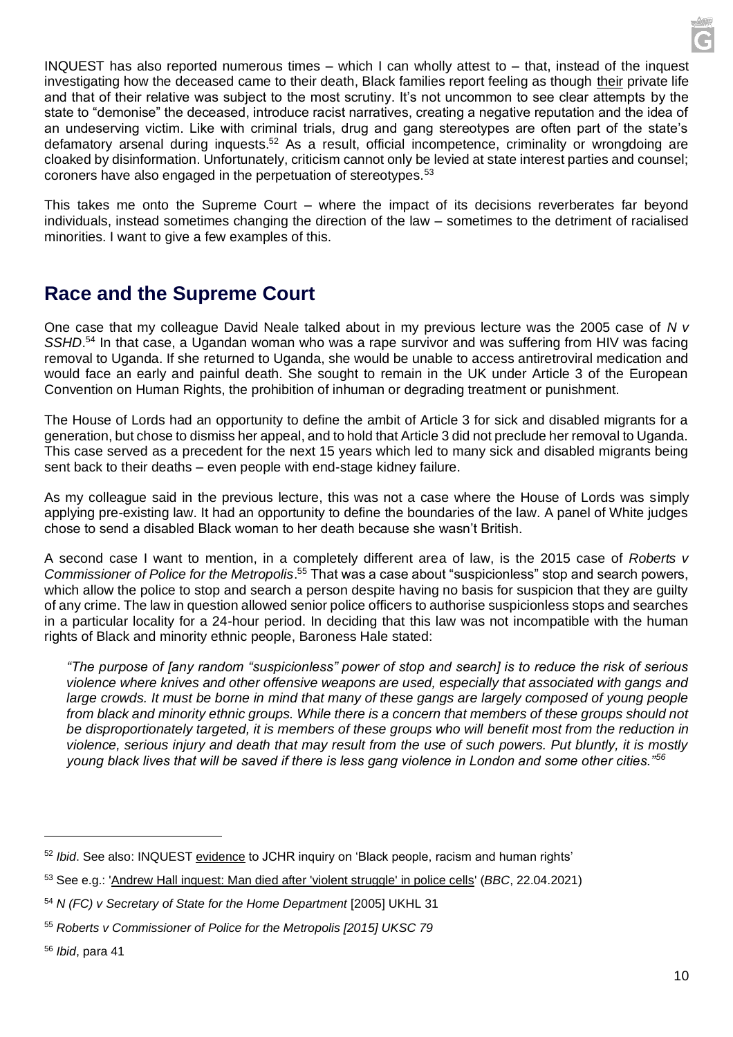INQUEST has also reported numerous times – which I can wholly attest to – that, instead of the inquest investigating how the deceased came to their death, Black families report feeling as though their private life and that of their relative was subject to the most scrutiny. It's not uncommon to see clear attempts by the state to "demonise" the deceased, introduce racist narratives, creating a negative reputation and the idea of an undeserving victim. Like with criminal trials, drug and gang stereotypes are often part of the state's defamatory arsenal during inquests.[52] As a result, official incompetence, criminality or wrongdoing are cloaked by disinformation. Unfortunately, criticism cannot only be levied at state interest parties and counsel; coroners have also engaged in the perpetuation of stereotypes.[53]

This takes me onto the Supreme Court – where the impact of its decisions reverberates far beyond individuals, instead sometimes changing the direction of the law – sometimes to the detriment of racialised minorities. I want to give a few examples of this.

## Race and the Supreme Court

One case that my colleague David Neale talked about in my previous lecture was the 2005 case of *N v SSHD*.[54] In that case, a Ugandan woman who was a rape survivor and was suffering from HIV was facing removal to Uganda. If she returned to Uganda, she would be unable to access antiretroviral medication and would face an early and painful death. She sought to remain in the UK under Article 3 of the European Convention on Human Rights, the prohibition of inhuman or degrading treatment or punishment.

The House of Lords had an opportunity to define the ambit of Article 3 for sick and disabled migrants for a generation, but chose to dismiss her appeal, and to hold that Article 3 did not preclude her removal to Uganda. This case served as a precedent for the next 15 years which led to many sick and disabled migrants being sent back to their deaths – even people with end-stage kidney failure.

As my colleague said in the previous lecture, this was not a case where the House of Lords was simply applying pre-existing law. It had an opportunity to define the boundaries of the law. A panel of White judges chose to send a disabled Black woman to her death because she wasn't British.

A second case I want to mention, in a completely different area of law, is the 2015 case of *Roberts v Commissioner of Police for the Metropolis*.[55] That was a case about "suspicionless" stop and search powers, which allow the police to stop and search a person despite having no basis for suspicion that they are guilty of any crime. The law in question allowed senior police officers to authorise suspicionless stops and searches in a particular locality for a 24-hour period. In deciding that this law was not incompatible with the human rights of Black and minority ethnic people, Baroness Hale stated:

> *"The purpose of [any random "suspicionless" power of stop and search] is to reduce the risk of serious violence where knives and other offensive weapons are used, especially that associated with gangs and large crowds. It must be borne in mind that many of these gangs are largely composed of young people from black and minority ethnic groups. While there is a concern that members of these groups should not be disproportionately targeted, it is members of these groups who will benefit most from the reduction in violence, serious injury and death that may result from the use of such powers. Put bluntly, it is mostly young black lives that will be saved if there is less gang violence in London and some other cities."*[56]

---

[52] *Ibid*. See also: INQUEST evidence to JCHR inquiry on 'Black people, racism and human rights'

[53] See e.g.: 'Andrew Hall inquest: Man died after 'violent struggle' in police cells' (*BBC*, 22.04.2021)

[54] *N (FC) v Secretary of State for the Home Department* [2005] UKHL 31

[55] *Roberts v Commissioner of Police for the Metropolis [2015] UKSC 79*

[56] *Ibid*, para 41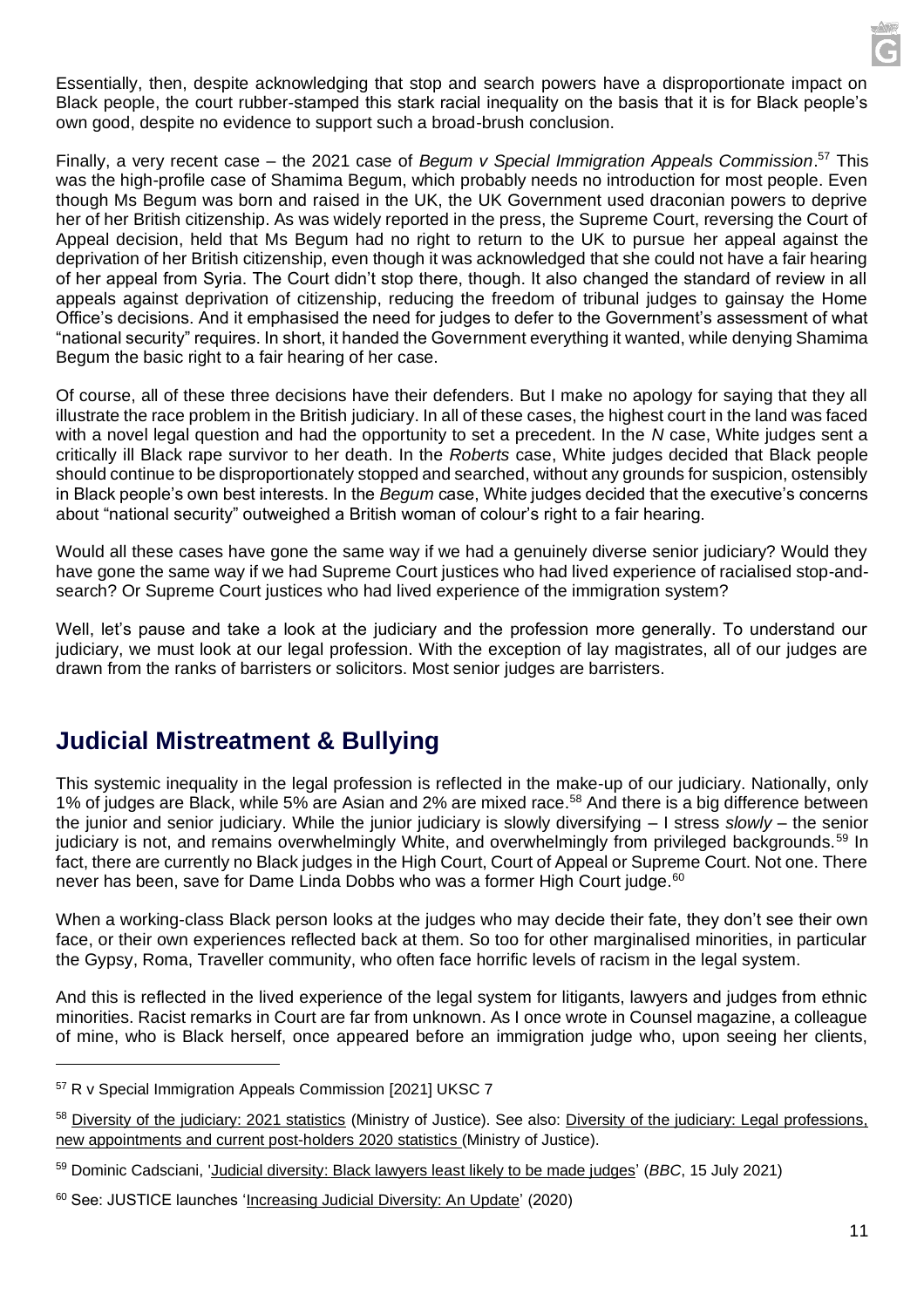Essentially, then, despite acknowledging that stop and search powers have a disproportionate impact on Black people, the court rubber-stamped this stark racial inequality on the basis that it is for Black people's own good, despite no evidence to support such a broad-brush conclusion.

Finally, a very recent case – the 2021 case of *Begum v Special Immigration Appeals Commission*.[57] This was the high-profile case of Shamima Begum, which probably needs no introduction for most people. Even though Ms Begum was born and raised in the UK, the UK Government used draconian powers to deprive her of her British citizenship. As was widely reported in the press, the Supreme Court, reversing the Court of Appeal decision, held that Ms Begum had no right to return to the UK to pursue her appeal against the deprivation of her British citizenship, even though it was acknowledged that she could not have a fair hearing of her appeal from Syria. The Court didn't stop there, though. It also changed the standard of review in all appeals against deprivation of citizenship, reducing the freedom of tribunal judges to gainsay the Home Office's decisions. And it emphasised the need for judges to defer to the Government's assessment of what "national security" requires. In short, it handed the Government everything it wanted, while denying Shamima Begum the basic right to a fair hearing of her case.

Of course, all of these three decisions have their defenders. But I make no apology for saying that they all illustrate the race problem in the British judiciary. In all of these cases, the highest court in the land was faced with a novel legal question and had the opportunity to set a precedent. In the *N* case, White judges sent a critically ill Black rape survivor to her death. In the *Roberts* case, White judges decided that Black people should continue to be disproportionately stopped and searched, without any grounds for suspicion, ostensibly in Black people's own best interests. In the *Begum* case, White judges decided that the executive's concerns about "national security" outweighed a British woman of colour's right to a fair hearing.

Would all these cases have gone the same way if we had a genuinely diverse senior judiciary? Would they have gone the same way if we had Supreme Court justices who had lived experience of racialised stop-and-search? Or Supreme Court justices who had lived experience of the immigration system?

Well, let's pause and take a look at the judiciary and the profession more generally. To understand our judiciary, we must look at our legal profession. With the exception of lay magistrates, all of our judges are drawn from the ranks of barristers or solicitors. Most senior judges are barristers.

## Judicial Mistreatment & Bullying

This systemic inequality in the legal profession is reflected in the make-up of our judiciary. Nationally, only 1% of judges are Black, while 5% are Asian and 2% are mixed race.[58] And there is a big difference between the junior and senior judiciary. While the junior judiciary is slowly diversifying – I stress *slowly* – the senior judiciary is not, and remains overwhelmingly White, and overwhelmingly from privileged backgrounds.[59] In fact, there are currently no Black judges in the High Court, Court of Appeal or Supreme Court. Not one. There never has been, save for Dame Linda Dobbs who was a former High Court judge.[60]

When a working-class Black person looks at the judges who may decide their fate, they don't see their own face, or their own experiences reflected back at them. So too for other marginalised minorities, in particular the Gypsy, Roma, Traveller community, who often face horrific levels of racism in the legal system.

And this is reflected in the lived experience of the legal system for litigants, lawyers and judges from ethnic minorities. Racist remarks in Court are far from unknown. As I once wrote in Counsel magazine, a colleague of mine, who is Black herself, once appeared before an immigration judge who, upon seeing her clients,

---

[57] R v Special Immigration Appeals Commission [2021] UKSC 7

[58] Diversity of the judiciary: 2021 statistics (Ministry of Justice). See also: Diversity of the judiciary: Legal professions, new appointments and current post-holders 2020 statistics (Ministry of Justice).

[59] Dominic Cadsciani, 'Judicial diversity: Black lawyers least likely to be made judges' (*BBC*, 15 July 2021)

[60] See: JUSTICE launches 'Increasing Judicial Diversity: An Update' (2020)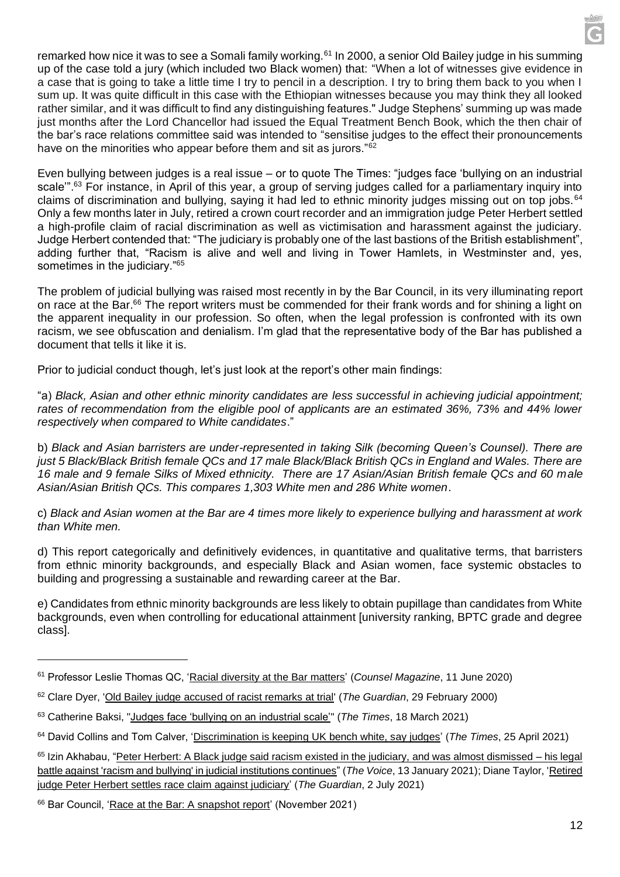remarked how nice it was to see a Somali family working.[61] In 2000, a senior Old Bailey judge in his summing up of the case told a jury (which included two Black women) that: "When a lot of witnesses give evidence in a case that is going to take a little time I try to pencil in a description. I try to bring them back to you when I sum up. It was quite difficult in this case with the Ethiopian witnesses because you may think they all looked rather similar, and it was difficult to find any distinguishing features." Judge Stephens' summing up was made just months after the Lord Chancellor had issued the Equal Treatment Bench Book, which the then chair of the bar's race relations committee said was intended to "sensitise judges to the effect their pronouncements have on the minorities who appear before them and sit as jurors."[62]

Even bullying between judges is a real issue – or to quote The Times: "judges face 'bullying on an industrial scale'".[63] For instance, in April of this year, a group of serving judges called for a parliamentary inquiry into claims of discrimination and bullying, saying it had led to ethnic minority judges missing out on top jobs.[64] Only a few months later in July, retired a crown court recorder and an immigration judge Peter Herbert settled a high-profile claim of racial discrimination as well as victimisation and harassment against the judiciary. Judge Herbert contended that: "The judiciary is probably one of the last bastions of the British establishment", adding further that, "Racism is alive and well and living in Tower Hamlets, in Westminster and, yes, sometimes in the judiciary."[65]

The problem of judicial bullying was raised most recently in by the Bar Council, in its very illuminating report on race at the Bar.[66] The report writers must be commended for their frank words and for shining a light on the apparent inequality in our profession. So often, when the legal profession is confronted with its own racism, we see obfuscation and denialism. I'm glad that the representative body of the Bar has published a document that tells it like it is.

Prior to judicial conduct though, let's just look at the report's other main findings:

"a) *Black, Asian and other ethnic minority candidates are less successful in achieving judicial appointment; rates of recommendation from the eligible pool of applicants are an estimated 36%, 73% and 44% lower respectively when compared to White candidates*."

b) *Black and Asian barristers are under-represented in taking Silk (becoming Queen's Counsel). There are just 5 Black/Black British female QCs and 17 male Black/Black British QCs in England and Wales. There are 16 male and 9 female Silks of Mixed ethnicity. There are 17 Asian/Asian British female QCs and 60 male Asian/Asian British QCs. This compares 1,303 White men and 286 White women*.

c) *Black and Asian women at the Bar are 4 times more likely to experience bullying and harassment at work than White men.*

d) This report categorically and definitively evidences, in quantitative and qualitative terms, that barristers from ethnic minority backgrounds, and especially Black and Asian women, face systemic obstacles to building and progressing a sustainable and rewarding career at the Bar.

e) Candidates from ethnic minority backgrounds are less likely to obtain pupillage than candidates from White backgrounds, even when controlling for educational attainment [university ranking, BPTC grade and degree class].

---

[61] Professor Leslie Thomas QC, 'Racial diversity at the Bar matters' (*Counsel Magazine*, 11 June 2020)

[62] Clare Dyer, 'Old Bailey judge accused of racist remarks at trial' (*The Guardian*, 29 February 2000)

[63] Catherine Baksi, "Judges face 'bullying on an industrial scale'" (*The Times*, 18 March 2021)

[64] David Collins and Tom Calver, 'Discrimination is keeping UK bench white, say judges' (*The Times*, 25 April 2021)

[65] Izin Akhabau, "Peter Herbert: A Black judge said racism existed in the judiciary, and was almost dismissed – his legal battle against 'racism and bullying' in judicial institutions continues" (*The Voice*, 13 January 2021); Diane Taylor, 'Retired judge Peter Herbert settles race claim against judiciary' (*The Guardian*, 2 July 2021)

[66] Bar Council, 'Race at the Bar: A snapshot report' (November 2021)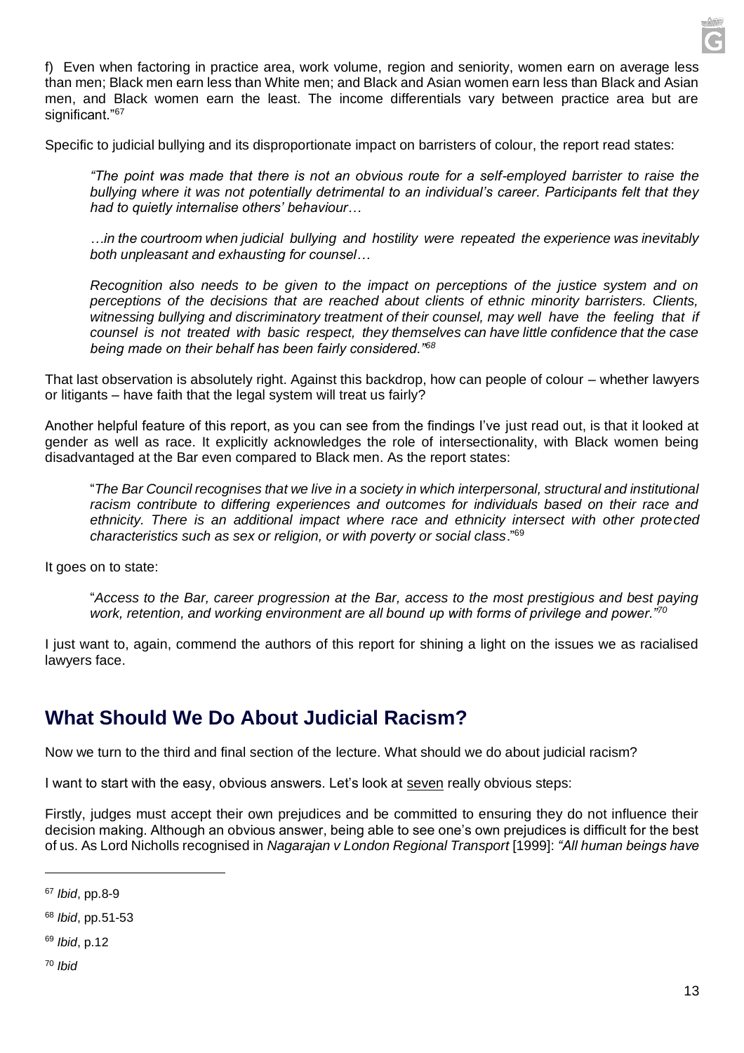f) Even when factoring in practice area, work volume, region and seniority, women earn on average less than men; Black men earn less than White men; and Black and Asian women earn less than Black and Asian men, and Black women earn the least. The income differentials vary between practice area but are significant."[67]

Specific to judicial bullying and its disproportionate impact on barristers of colour, the report read states:

> *"The point was made that there is not an obvious route for a self-employed barrister to raise the bullying where it was not potentially detrimental to an individual's career. Participants felt that they had to quietly internalise others' behaviour…*
>
> *…in the courtroom when judicial bullying and hostility were repeated the experience was inevitably both unpleasant and exhausting for counsel…*
>
> *Recognition also needs to be given to the impact on perceptions of the justice system and on perceptions of the decisions that are reached about clients of ethnic minority barristers. Clients, witnessing bullying and discriminatory treatment of their counsel, may well have the feeling that if counsel is not treated with basic respect, they themselves can have little confidence that the case being made on their behalf has been fairly considered."*[68]

That last observation is absolutely right. Against this backdrop, how can people of colour – whether lawyers or litigants – have faith that the legal system will treat us fairly?

Another helpful feature of this report, as you can see from the findings I've just read out, is that it looked at gender as well as race. It explicitly acknowledges the role of intersectionality, with Black women being disadvantaged at the Bar even compared to Black men. As the report states:

> "*The Bar Council recognises that we live in a society in which interpersonal, structural and institutional racism contribute to differing experiences and outcomes for individuals based on their race and ethnicity. There is an additional impact where race and ethnicity intersect with other protected characteristics such as sex or religion, or with poverty or social class*."[69]

It goes on to state:

> "*Access to the Bar, career progression at the Bar, access to the most prestigious and best paying work, retention, and working environment are all bound up with forms of privilege and power."*[70]

I just want to, again, commend the authors of this report for shining a light on the issues we as racialised lawyers face.

## What Should We Do About Judicial Racism?

Now we turn to the third and final section of the lecture. What should we do about judicial racism?

I want to start with the easy, obvious answers. Let's look at seven really obvious steps:

Firstly, judges must accept their own prejudices and be committed to ensuring they do not influence their decision making. Although an obvious answer, being able to see one's own prejudices is difficult for the best of us. As Lord Nicholls recognised in *Nagarajan v London Regional Transport* [1999]: *"All human beings have*

---

[67] *Ibid*, pp.8-9

[68] *Ibid*, pp.51-53

[69] *Ibid*, p.12

[70] *Ibid*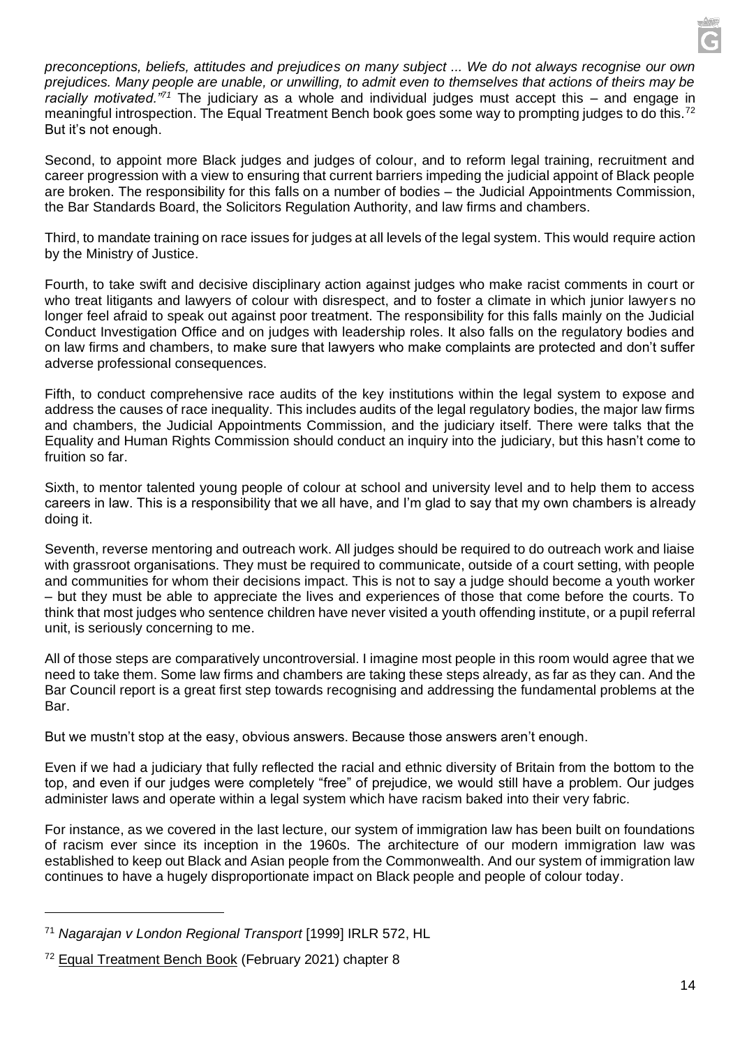*preconceptions, beliefs, attitudes and prejudices on many subject ... We do not always recognise our own prejudices. Many people are unable, or unwilling, to admit even to themselves that actions of theirs may be racially motivated."*[71] The judiciary as a whole and individual judges must accept this – and engage in meaningful introspection. The Equal Treatment Bench book goes some way to prompting judges to do this.[72] But it's not enough.

Second, to appoint more Black judges and judges of colour, and to reform legal training, recruitment and career progression with a view to ensuring that current barriers impeding the judicial appoint of Black people are broken. The responsibility for this falls on a number of bodies – the Judicial Appointments Commission, the Bar Standards Board, the Solicitors Regulation Authority, and law firms and chambers.

Third, to mandate training on race issues for judges at all levels of the legal system. This would require action by the Ministry of Justice.

Fourth, to take swift and decisive disciplinary action against judges who make racist comments in court or who treat litigants and lawyers of colour with disrespect, and to foster a climate in which junior lawyers no longer feel afraid to speak out against poor treatment. The responsibility for this falls mainly on the Judicial Conduct Investigation Office and on judges with leadership roles. It also falls on the regulatory bodies and on law firms and chambers, to make sure that lawyers who make complaints are protected and don't suffer adverse professional consequences.

Fifth, to conduct comprehensive race audits of the key institutions within the legal system to expose and address the causes of race inequality. This includes audits of the legal regulatory bodies, the major law firms and chambers, the Judicial Appointments Commission, and the judiciary itself. There were talks that the Equality and Human Rights Commission should conduct an inquiry into the judiciary, but this hasn't come to fruition so far.

Sixth, to mentor talented young people of colour at school and university level and to help them to access careers in law. This is a responsibility that we all have, and I'm glad to say that my own chambers is already doing it.

Seventh, reverse mentoring and outreach work. All judges should be required to do outreach work and liaise with grassroot organisations. They must be required to communicate, outside of a court setting, with people and communities for whom their decisions impact. This is not to say a judge should become a youth worker – but they must be able to appreciate the lives and experiences of those that come before the courts. To think that most judges who sentence children have never visited a youth offending institute, or a pupil referral unit, is seriously concerning to me.

All of those steps are comparatively uncontroversial. I imagine most people in this room would agree that we need to take them. Some law firms and chambers are taking these steps already, as far as they can. And the Bar Council report is a great first step towards recognising and addressing the fundamental problems at the Bar.

But we mustn't stop at the easy, obvious answers. Because those answers aren't enough.

Even if we had a judiciary that fully reflected the racial and ethnic diversity of Britain from the bottom to the top, and even if our judges were completely "free" of prejudice, we would still have a problem. Our judges administer laws and operate within a legal system which have racism baked into their very fabric.

For instance, as we covered in the last lecture, our system of immigration law has been built on foundations of racism ever since its inception in the 1960s. The architecture of our modern immigration law was established to keep out Black and Asian people from the Commonwealth. And our system of immigration law continues to have a hugely disproportionate impact on Black people and people of colour today.

---

[71] *Nagarajan v London Regional Transport* [1999] IRLR 572, HL

[72] Equal Treatment Bench Book (February 2021) chapter 8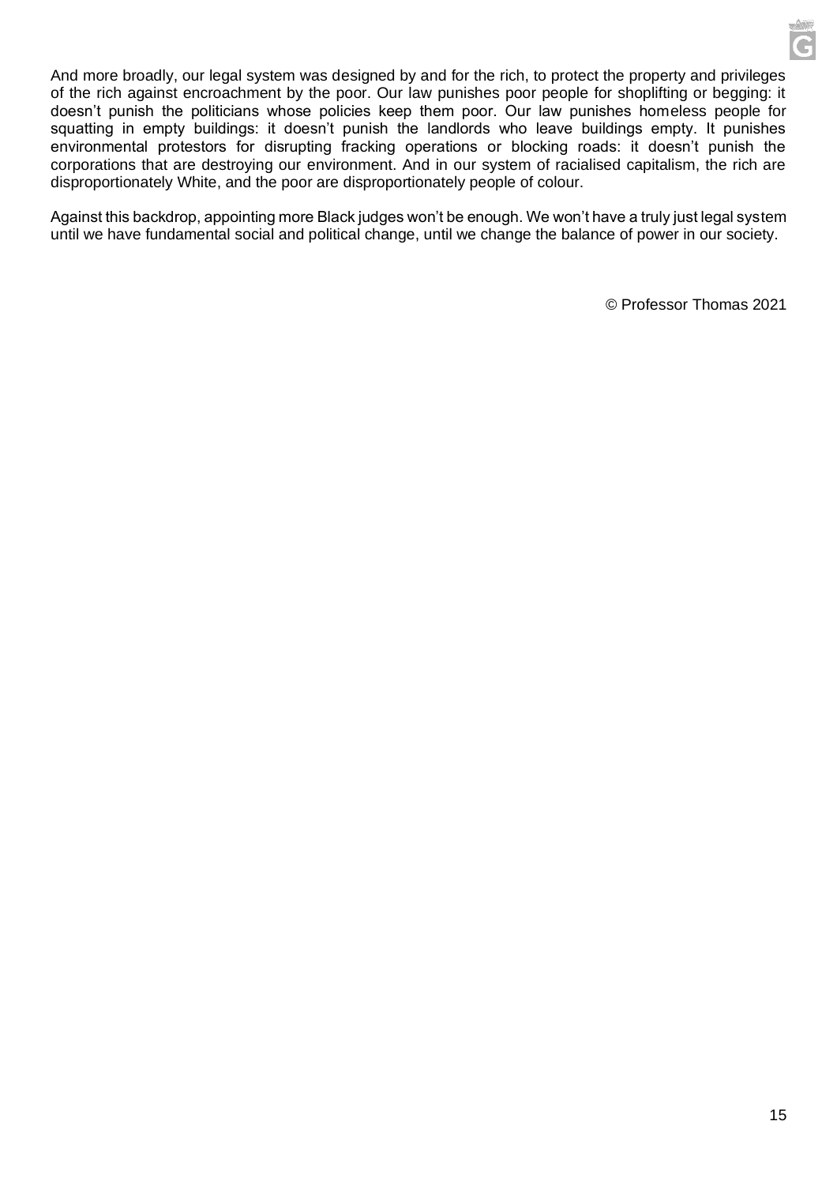And more broadly, our legal system was designed by and for the rich, to protect the property and privileges of the rich against encroachment by the poor. Our law punishes poor people for shoplifting or begging: it doesn't punish the politicians whose policies keep them poor. Our law punishes homeless people for squatting in empty buildings: it doesn't punish the landlords who leave buildings empty. It punishes environmental protestors for disrupting fracking operations or blocking roads: it doesn't punish the corporations that are destroying our environment. And in our system of racialised capitalism, the rich are disproportionately White, and the poor are disproportionately people of colour.

Against this backdrop, appointing more Black judges won't be enough. We won't have a truly just legal system until we have fundamental social and political change, until we change the balance of power in our society.

© Professor Thomas 2021